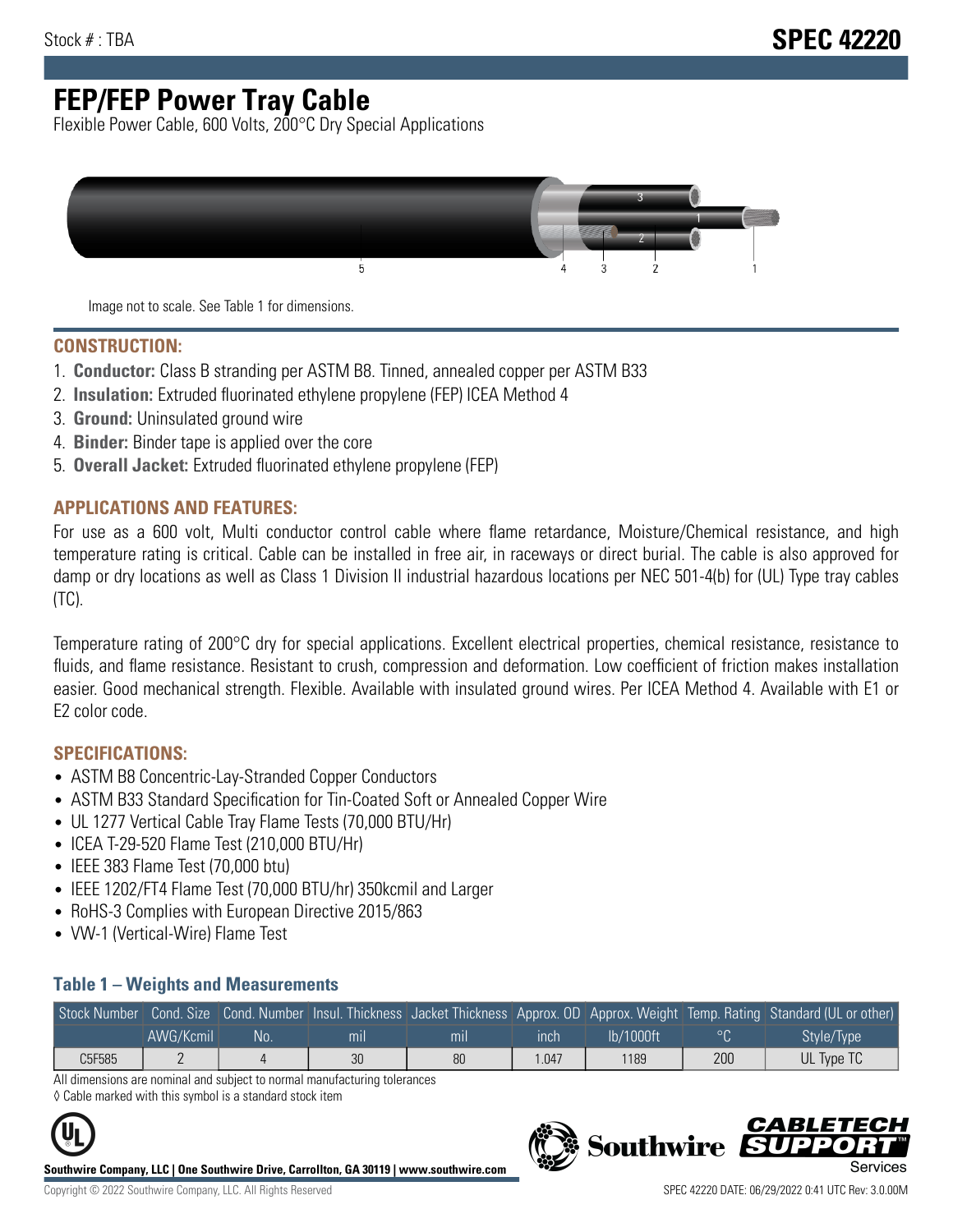Stock # : TBA

# SPEC 42220

# FEP/FEP Power Tray Cable

Flexible Power Cable, 600 Volts, 200°C Dry Special Applications

Image not to scale. See Table 1 for dimensions.

## CONSTRUCTION:

1. **Conductor:** Class B stranding per ASTM B8. Tinned, annealed copper per ASTM B33
2. **Insulation:** Extruded fluorinated ethylene propylene (FEP) ICEA Method 4
3. **Ground:** Uninsulated ground wire
4. **Binder:** Binder tape is applied over the core
5. **Overall Jacket:** Extruded fluorinated ethylene propylene (FEP)

## APPLICATIONS AND FEATURES:

For use as a 600 volt, Multi conductor control cable where flame retardance, Moisture/Chemical resistance, and high temperature rating is critical. Cable can be installed in free air, in raceways or direct burial. The cable is also approved for damp or dry locations as well as Class 1 Division II industrial hazardous locations per NEC 501-4(b) for (UL) Type tray cables (TC).

Temperature rating of 200°C dry for special applications. Excellent electrical properties, chemical resistance, resistance to fluids, and flame resistance. Resistant to crush, compression and deformation. Low coefficient of friction makes installation easier. Good mechanical strength. Flexible. Available with insulated ground wires. Per ICEA Method 4. Available with E1 or E2 color code.

## SPECIFICATIONS:

- ASTM B8 Concentric-Lay-Stranded Copper Conductors
- ASTM B33 Standard Specification for Tin-Coated Soft or Annealed Copper Wire
- UL 1277 Vertical Cable Tray Flame Tests (70,000 BTU/Hr)
- ICEA T-29-520 Flame Test (210,000 BTU/Hr)
- IEEE 383 Flame Test (70,000 btu)
- IEEE 1202/FT4 Flame Test (70,000 BTU/hr) 350kcmil and Larger
- RoHS-3 Complies with European Directive 2015/863
- VW-1 (Vertical-Wire) Flame Test

### Table 1 – Weights and Measurements

| Stock Number | Cond. Size | Cond. Number | Insul. Thickness | Jacket Thickness | Approx. OD | Approx. Weight | Temp. Rating | Standard (UL or other) |
|---|---|---|---|---|---|---|---|---|
| | AWG/Kcmil | No. | mil | mil | inch | lb/1000ft | °C | Style/Type |
| C5F585 | 2 | 4 | 30 | 80 | 1.047 | 1189 | 200 | UL Type TC |

All dimensions are nominal and subject to normal manufacturing tolerances

◊ Cable marked with this symbol is a standard stock item

**Southwire Company, LLC | One Southwire Drive, Carrollton, GA 30119 | www.southwire.com**

Copyright © 2022 Southwire Company, LLC. All Rights Reserved

SPEC 42220 DATE: 06/29/2022 0:41 UTC Rev: 3.0.00M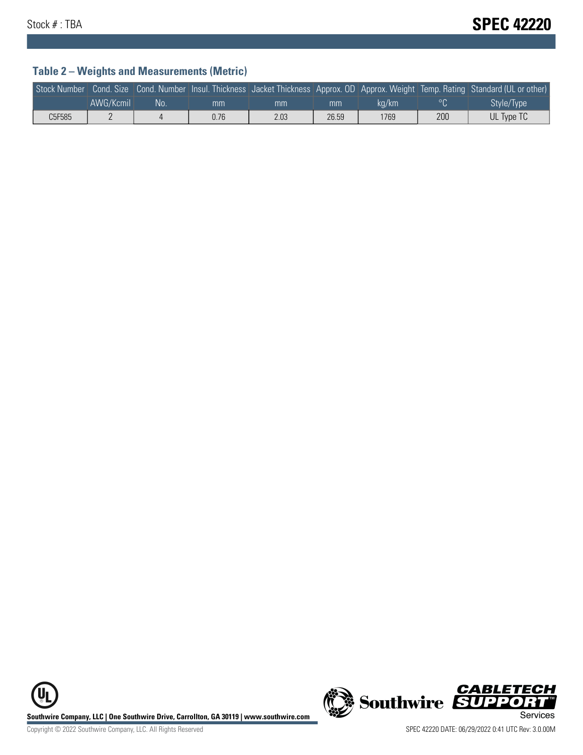### Table 2 – Weights and Measurements (Metric)

| Stock Number | Cond. Size | Cond. Number | Insul. Thickness | Jacket Thickness | Approx. OD | Approx. Weight | Temp. Rating | Standard (UL or other) |
|---|---|---|---|---|---|---|---|---|
| | AWG/Kcmil | No. | mm | mm | mm | kg/km | °C | Style/Type |
| C5F585 | 2 | 4 | 0.76 | 2.03 | 26.59 | 1769 | 200 | UL Type TC |

**Southwire Company, LLC | One Southwire Drive, Carrollton, GA 30119 | www.southwire.com**

Copyright © 2022 Southwire Company, LLC. All Rights Reserved

SPEC 42220 DATE: 06/29/2022 0:41 UTC Rev: 3.0.00M